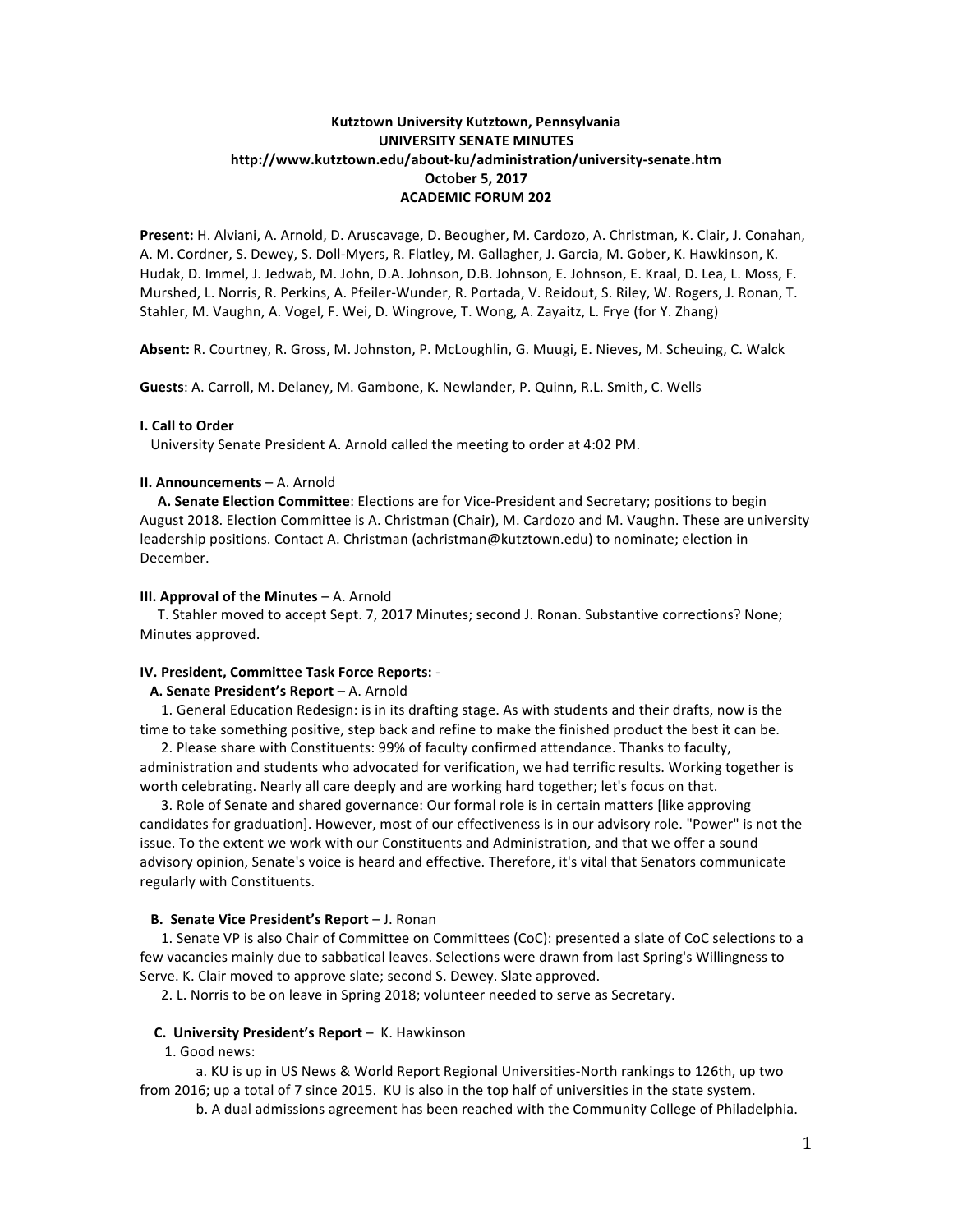**Kutztown University Kutztown, Pennsylvania**
**UNIVERSITY SENATE MINUTES**
**http://www.kutztown.edu/about-ku/administration/university-senate.htm**
**October 5, 2017**
**ACADEMIC FORUM 202**

**Present:** H. Alviani, A. Arnold, D. Aruscavage, D. Beougher, M. Cardozo, A. Christman, K. Clair, J. Conahan, A. M. Cordner, S. Dewey, S. Doll-Myers, R. Flatley, M. Gallagher, J. Garcia, M. Gober, K. Hawkinson, K. Hudak, D. Immel, J. Jedwab, M. John, D.A. Johnson, D.B. Johnson, E. Johnson, E. Kraal, D. Lea, L. Moss, F. Murshed, L. Norris, R. Perkins, A. Pfeiler-Wunder, R. Portada, V. Reidout, S. Riley, W. Rogers, J. Ronan, T. Stahler, M. Vaughn, A. Vogel, F. Wei, D. Wingrove, T. Wong, A. Zayaitz, L. Frye (for Y. Zhang)

**Absent:** R. Courtney, R. Gross, M. Johnston, P. McLoughlin, G. Muugi, E. Nieves, M. Scheuing, C. Walck

**Guests**: A. Carroll, M. Delaney, M. Gambone, K. Newlander, P. Quinn, R.L. Smith, C. Wells

**I. Call to Order**

University Senate President A. Arnold called the meeting to order at 4:02 PM.

**II. Announcements** – A. Arnold

**A. Senate Election Committee**: Elections are for Vice-President and Secretary; positions to begin August 2018. Election Committee is A. Christman (Chair), M. Cardozo and M. Vaughn. These are university leadership positions. Contact A. Christman (achristman@kutztown.edu) to nominate; election in December.

**III. Approval of the Minutes** – A. Arnold

T. Stahler moved to accept Sept. 7, 2017 Minutes; second J. Ronan. Substantive corrections? None; Minutes approved.

**IV. President, Committee Task Force Reports:** -

**A. Senate President's Report** – A. Arnold

1. General Education Redesign: is in its drafting stage. As with students and their drafts, now is the time to take something positive, step back and refine to make the finished product the best it can be.

2. Please share with Constituents: 99% of faculty confirmed attendance. Thanks to faculty, administration and students who advocated for verification, we had terrific results. Working together is worth celebrating. Nearly all care deeply and are working hard together; let's focus on that.

3. Role of Senate and shared governance: Our formal role is in certain matters [like approving candidates for graduation]. However, most of our effectiveness is in our advisory role. "Power" is not the issue. To the extent we work with our Constituents and Administration, and that we offer a sound advisory opinion, Senate's voice is heard and effective. Therefore, it's vital that Senators communicate regularly with Constituents.

**B. Senate Vice President's Report** – J. Ronan

1. Senate VP is also Chair of Committee on Committees (CoC): presented a slate of CoC selections to a few vacancies mainly due to sabbatical leaves. Selections were drawn from last Spring's Willingness to Serve. K. Clair moved to approve slate; second S. Dewey. Slate approved.

2. L. Norris to be on leave in Spring 2018; volunteer needed to serve as Secretary.

**C. University President's Report** – K. Hawkinson

1. Good news:

a. KU is up in US News & World Report Regional Universities-North rankings to 126th, up two from 2016; up a total of 7 since 2015. KU is also in the top half of universities in the state system.

b. A dual admissions agreement has been reached with the Community College of Philadelphia.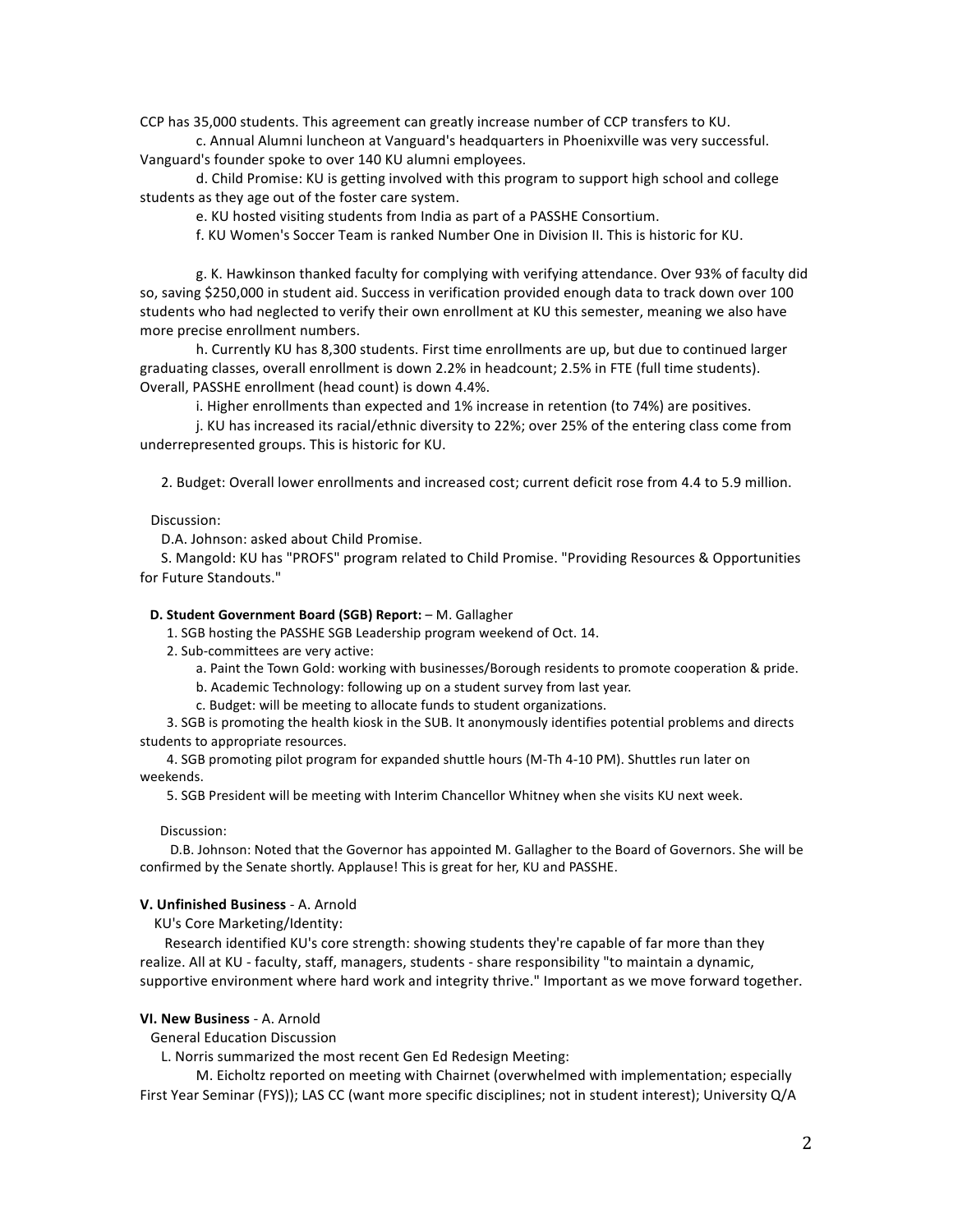CCP has 35,000 students. This agreement can greatly increase number of CCP transfers to KU.

c. Annual Alumni luncheon at Vanguard's headquarters in Phoenixville was very successful. Vanguard's founder spoke to over 140 KU alumni employees.

d. Child Promise: KU is getting involved with this program to support high school and college students as they age out of the foster care system.

e. KU hosted visiting students from India as part of a PASSHE Consortium.

f. KU Women's Soccer Team is ranked Number One in Division II. This is historic for KU.

g. K. Hawkinson thanked faculty for complying with verifying attendance. Over 93% of faculty did so, saving $250,000 in student aid. Success in verification provided enough data to track down over 100 students who had neglected to verify their own enrollment at KU this semester, meaning we also have more precise enrollment numbers.

h. Currently KU has 8,300 students. First time enrollments are up, but due to continued larger graduating classes, overall enrollment is down 2.2% in headcount; 2.5% in FTE (full time students). Overall, PASSHE enrollment (head count) is down 4.4%.

i. Higher enrollments than expected and 1% increase in retention (to 74%) are positives.

j. KU has increased its racial/ethnic diversity to 22%; over 25% of the entering class come from underrepresented groups. This is historic for KU.

2. Budget: Overall lower enrollments and increased cost; current deficit rose from 4.4 to 5.9 million.

Discussion:

D.A. Johnson: asked about Child Promise.

S. Mangold: KU has "PROFS" program related to Child Promise. "Providing Resources & Opportunities for Future Standouts."

**D. Student Government Board (SGB) Report:** – M. Gallagher

1. SGB hosting the PASSHE SGB Leadership program weekend of Oct. 14.
2. Sub-committees are very active:
   a. Paint the Town Gold: working with businesses/Borough residents to promote cooperation & pride.
   b. Academic Technology: following up on a student survey from last year.
   c. Budget: will be meeting to allocate funds to student organizations.
3. SGB is promoting the health kiosk in the SUB. It anonymously identifies potential problems and directs students to appropriate resources.
4. SGB promoting pilot program for expanded shuttle hours (M-Th 4-10 PM). Shuttles run later on weekends.
5. SGB President will be meeting with Interim Chancellor Whitney when she visits KU next week.

Discussion:

D.B. Johnson: Noted that the Governor has appointed M. Gallagher to the Board of Governors. She will be confirmed by the Senate shortly. Applause! This is great for her, KU and PASSHE.

**V. Unfinished Business** - A. Arnold

KU's Core Marketing/Identity:

Research identified KU's core strength: showing students they're capable of far more than they realize. All at KU - faculty, staff, managers, students - share responsibility "to maintain a dynamic, supportive environment where hard work and integrity thrive." Important as we move forward together.

**VI. New Business** - A. Arnold

General Education Discussion

L. Norris summarized the most recent Gen Ed Redesign Meeting:

M. Eicholtz reported on meeting with Chairnet (overwhelmed with implementation; especially First Year Seminar (FYS)); LAS CC (want more specific disciplines; not in student interest); University Q/A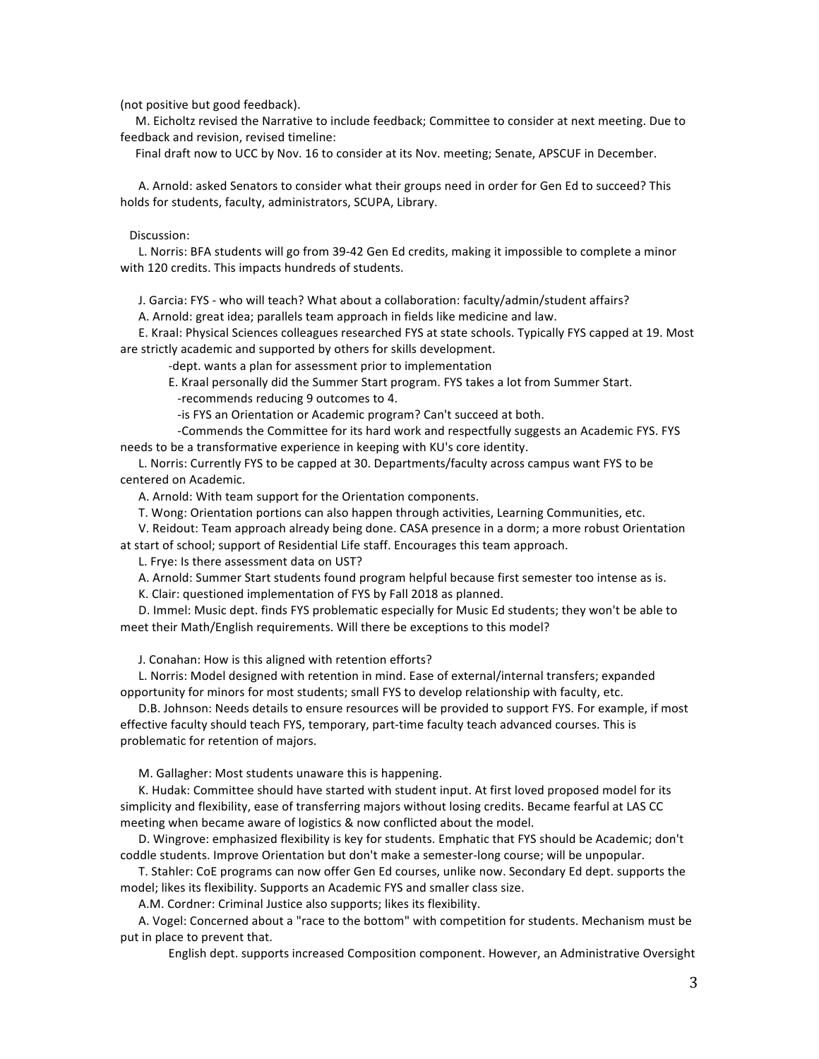(not positive but good feedback).

M. Eicholtz revised the Narrative to include feedback; Committee to consider at next meeting. Due to feedback and revision, revised timeline:

Final draft now to UCC by Nov. 16 to consider at its Nov. meeting; Senate, APSCUF in December.

A. Arnold: asked Senators to consider what their groups need in order for Gen Ed to succeed? This holds for students, faculty, administrators, SCUPA, Library.

Discussion:

L. Norris: BFA students will go from 39-42 Gen Ed credits, making it impossible to complete a minor with 120 credits. This impacts hundreds of students.

J. Garcia: FYS - who will teach? What about a collaboration: faculty/admin/student affairs?

A. Arnold: great idea; parallels team approach in fields like medicine and law.

E. Kraal: Physical Sciences colleagues researched FYS at state schools. Typically FYS capped at 19. Most are strictly academic and supported by others for skills development.

- dept. wants a plan for assessment prior to implementation

E. Kraal personally did the Summer Start program. FYS takes a lot from Summer Start.

- recommends reducing 9 outcomes to 4.
- is FYS an Orientation or Academic program? Can't succeed at both.
- Commends the Committee for its hard work and respectfully suggests an Academic FYS. FYS needs to be a transformative experience in keeping with KU's core identity.

L. Norris: Currently FYS to be capped at 30. Departments/faculty across campus want FYS to be centered on Academic.

A. Arnold: With team support for the Orientation components.

T. Wong: Orientation portions can also happen through activities, Learning Communities, etc.

V. Reidout: Team approach already being done. CASA presence in a dorm; a more robust Orientation at start of school; support of Residential Life staff. Encourages this team approach.

L. Frye: Is there assessment data on UST?

A. Arnold: Summer Start students found program helpful because first semester too intense as is.

K. Clair: questioned implementation of FYS by Fall 2018 as planned.

D. Immel: Music dept. finds FYS problematic especially for Music Ed students; they won't be able to meet their Math/English requirements. Will there be exceptions to this model?

J. Conahan: How is this aligned with retention efforts?

L. Norris: Model designed with retention in mind. Ease of external/internal transfers; expanded opportunity for minors for most students; small FYS to develop relationship with faculty, etc.

D.B. Johnson: Needs details to ensure resources will be provided to support FYS. For example, if most effective faculty should teach FYS, temporary, part-time faculty teach advanced courses. This is problematic for retention of majors.

M. Gallagher: Most students unaware this is happening.

K. Hudak: Committee should have started with student input. At first loved proposed model for its simplicity and flexibility, ease of transferring majors without losing credits. Became fearful at LAS CC meeting when became aware of logistics & now conflicted about the model.

D. Wingrove: emphasized flexibility is key for students. Emphatic that FYS should be Academic; don't coddle students. Improve Orientation but don't make a semester-long course; will be unpopular.

T. Stahler: CoE programs can now offer Gen Ed courses, unlike now. Secondary Ed dept. supports the model; likes its flexibility. Supports an Academic FYS and smaller class size.

A.M. Cordner: Criminal Justice also supports; likes its flexibility.

A. Vogel: Concerned about a "race to the bottom" with competition for students. Mechanism must be put in place to prevent that.

English dept. supports increased Composition component. However, an Administrative Oversight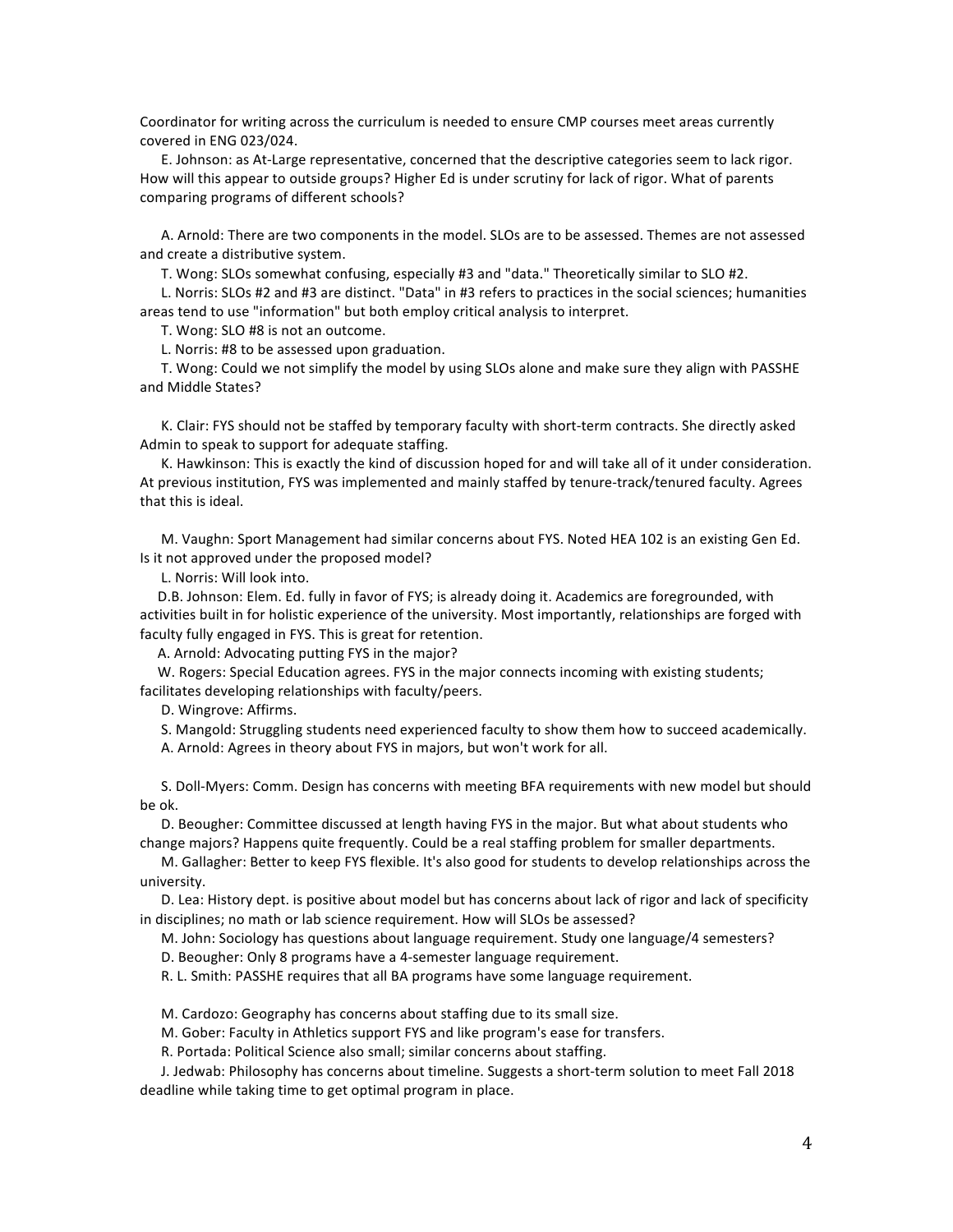Coordinator for writing across the curriculum is needed to ensure CMP courses meet areas currently covered in ENG 023/024.

E. Johnson: as At-Large representative, concerned that the descriptive categories seem to lack rigor. How will this appear to outside groups? Higher Ed is under scrutiny for lack of rigor. What of parents comparing programs of different schools?

A. Arnold: There are two components in the model. SLOs are to be assessed. Themes are not assessed and create a distributive system.

T. Wong: SLOs somewhat confusing, especially #3 and "data." Theoretically similar to SLO #2.

L. Norris: SLOs #2 and #3 are distinct. "Data" in #3 refers to practices in the social sciences; humanities areas tend to use "information" but both employ critical analysis to interpret.

T. Wong: SLO #8 is not an outcome.

L. Norris: #8 to be assessed upon graduation.

T. Wong: Could we not simplify the model by using SLOs alone and make sure they align with PASSHE and Middle States?

K. Clair: FYS should not be staffed by temporary faculty with short-term contracts. She directly asked Admin to speak to support for adequate staffing.

K. Hawkinson: This is exactly the kind of discussion hoped for and will take all of it under consideration. At previous institution, FYS was implemented and mainly staffed by tenure-track/tenured faculty. Agrees that this is ideal.

M. Vaughn: Sport Management had similar concerns about FYS. Noted HEA 102 is an existing Gen Ed. Is it not approved under the proposed model?

L. Norris: Will look into.

D.B. Johnson: Elem. Ed. fully in favor of FYS; is already doing it. Academics are foregrounded, with activities built in for holistic experience of the university. Most importantly, relationships are forged with faculty fully engaged in FYS. This is great for retention.

A. Arnold: Advocating putting FYS in the major?

W. Rogers: Special Education agrees. FYS in the major connects incoming with existing students; facilitates developing relationships with faculty/peers.

D. Wingrove: Affirms.

S. Mangold: Struggling students need experienced faculty to show them how to succeed academically.

A. Arnold: Agrees in theory about FYS in majors, but won't work for all.

S. Doll-Myers: Comm. Design has concerns with meeting BFA requirements with new model but should be ok.

D. Beougher: Committee discussed at length having FYS in the major. But what about students who change majors? Happens quite frequently. Could be a real staffing problem for smaller departments.

M. Gallagher: Better to keep FYS flexible. It's also good for students to develop relationships across the university.

D. Lea: History dept. is positive about model but has concerns about lack of rigor and lack of specificity in disciplines; no math or lab science requirement. How will SLOs be assessed?

M. John: Sociology has questions about language requirement. Study one language/4 semesters?

D. Beougher: Only 8 programs have a 4-semester language requirement.

R. L. Smith: PASSHE requires that all BA programs have some language requirement.

M. Cardozo: Geography has concerns about staffing due to its small size.

M. Gober: Faculty in Athletics support FYS and like program's ease for transfers.

R. Portada: Political Science also small; similar concerns about staffing.

J. Jedwab: Philosophy has concerns about timeline. Suggests a short-term solution to meet Fall 2018 deadline while taking time to get optimal program in place.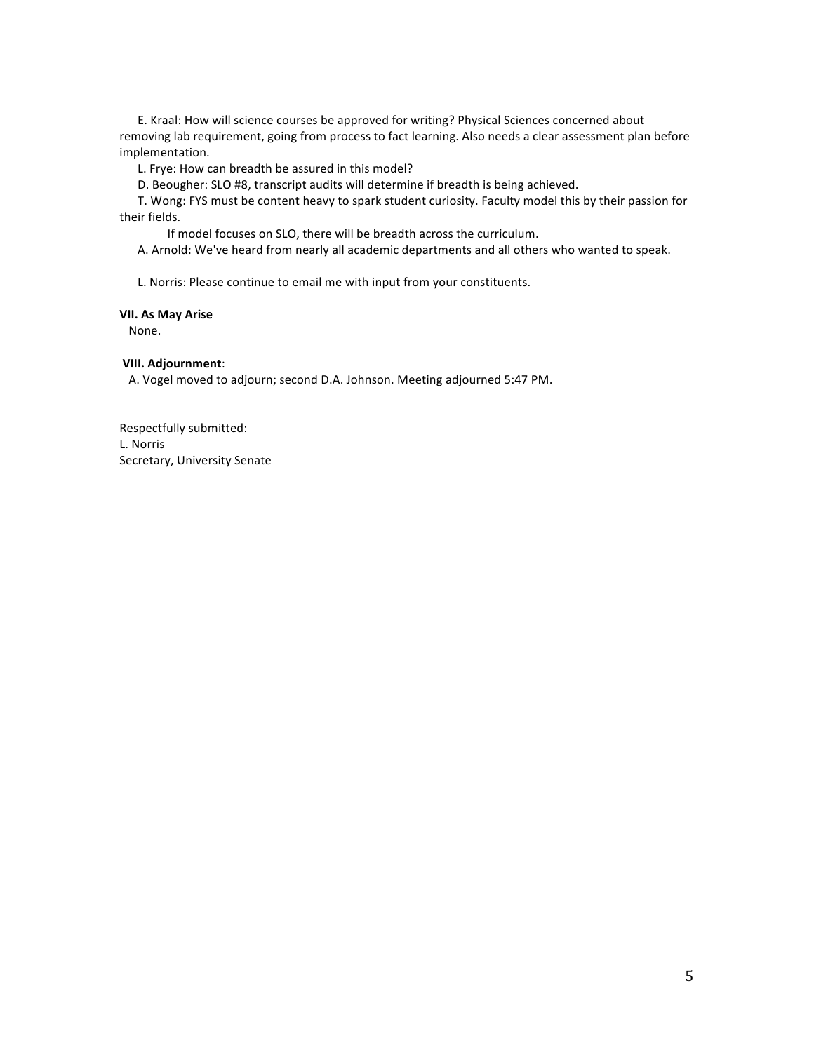E. Kraal: How will science courses be approved for writing? Physical Sciences concerned about removing lab requirement, going from process to fact learning. Also needs a clear assessment plan before implementation.

L. Frye: How can breadth be assured in this model?

D. Beougher: SLO #8, transcript audits will determine if breadth is being achieved.

T. Wong: FYS must be content heavy to spark student curiosity. Faculty model this by their passion for their fields.

If model focuses on SLO, there will be breadth across the curriculum.

A. Arnold: We've heard from nearly all academic departments and all others who wanted to speak.

L. Norris: Please continue to email me with input from your constituents.

**VII. As May Arise**

None.

**VIII. Adjournment**:

A. Vogel moved to adjourn; second D.A. Johnson. Meeting adjourned 5:47 PM.

Respectfully submitted:
L. Norris
Secretary, University Senate